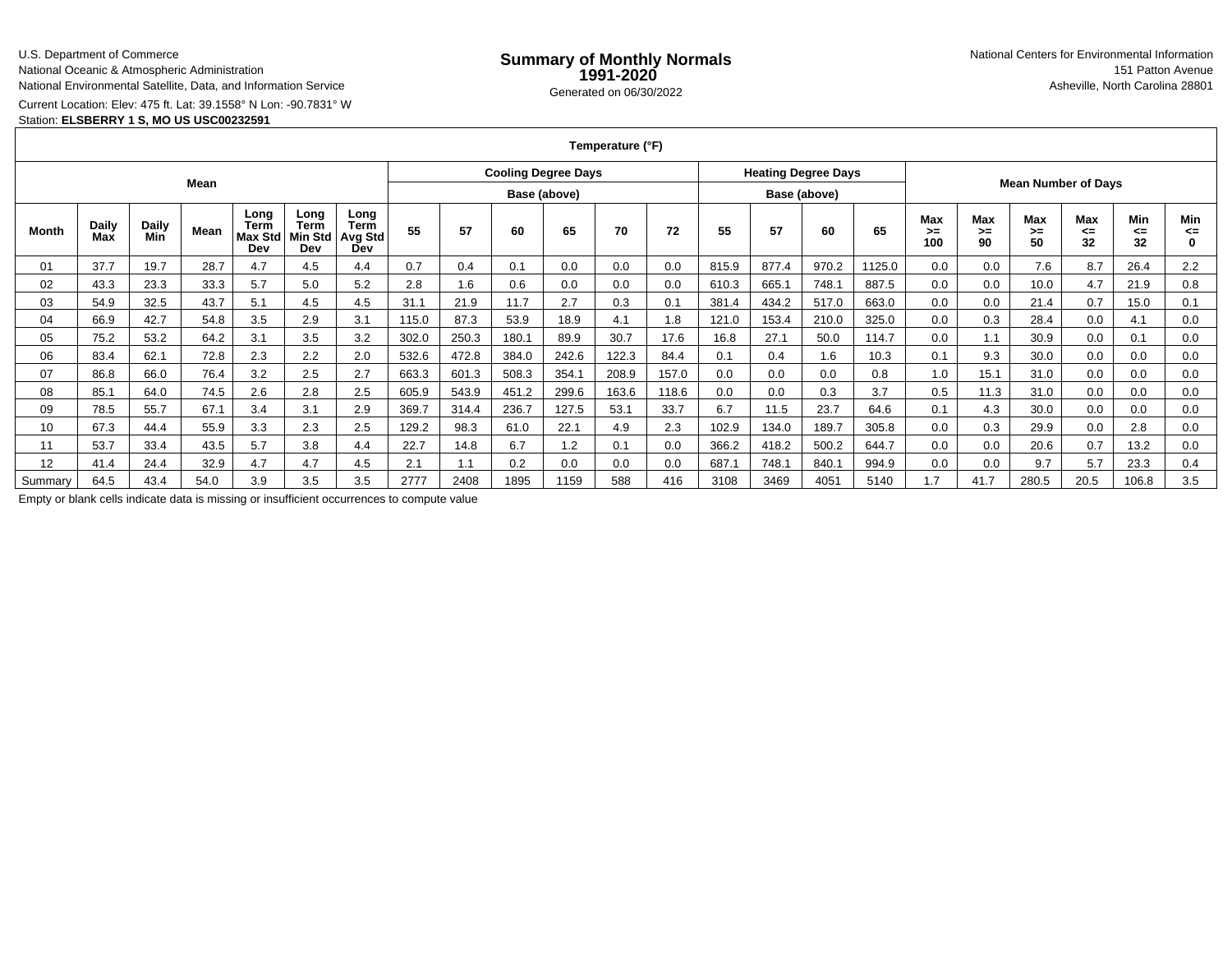U.S. Department of Commerce
National Oceanic & Atmospheric Administration
National Environmental Satellite, Data, and Information Service

# Summary of Monthly Normals 1991-2020

Generated on 06/30/2022

National Centers for Environmental Information
151 Patton Avenue
Asheville, North Carolina 28801

Current Location: Elev: 475 ft. Lat: 39.1558° N Lon: -90.7831° W
Station: **ELSBERRY 1 S, MO US USC00232591**

| Temperature (°F) | | | | | | | | | | | | | | | | | | | | | | | |
|---|---|---|---|---|---|---|---|---|---|---|---|---|---|---|---|---|---|---|---|---|---|---|---|
| Mean | | | | | | | Cooling Degree Days | | | | | | Heating Degree Days | | | | Mean Number of Days | | | | | | |
| | | | | | | | Base (above) | | | | | | Base (above) | | | | | | | | | | |
| Month | Daily Max | Daily Min | Mean | Long Term Max Std Dev | Long Term Min Std Dev | Long Term Avg Std Dev | 55 | 57 | 60 | 65 | 70 | 72 | 55 | 57 | 60 | 65 | Max >= 100 | Max >= 90 | Max >= 50 | Max <= 32 | Min <= 32 | Min <= 0 |
| 01 | 37.7 | 19.7 | 28.7 | 4.7 | 4.5 | 4.4 | 0.7 | 0.4 | 0.1 | 0.0 | 0.0 | 0.0 | 815.9 | 877.4 | 970.2 | 1125.0 | 0.0 | 0.0 | 7.6 | 8.7 | 26.4 | 2.2 |
| 02 | 43.3 | 23.3 | 33.3 | 5.7 | 5.0 | 5.2 | 2.8 | 1.6 | 0.6 | 0.0 | 0.0 | 0.0 | 610.3 | 665.1 | 748.1 | 887.5 | 0.0 | 0.0 | 10.0 | 4.7 | 21.9 | 0.8 |
| 03 | 54.9 | 32.5 | 43.7 | 5.1 | 4.5 | 4.5 | 31.1 | 21.9 | 11.7 | 2.7 | 0.3 | 0.1 | 381.4 | 434.2 | 517.0 | 663.0 | 0.0 | 0.0 | 21.4 | 0.7 | 15.0 | 0.1 |
| 04 | 66.9 | 42.7 | 54.8 | 3.5 | 2.9 | 3.1 | 115.0 | 87.3 | 53.9 | 18.9 | 4.1 | 1.8 | 121.0 | 153.4 | 210.0 | 325.0 | 0.0 | 0.3 | 28.4 | 0.0 | 4.1 | 0.0 |
| 05 | 75.2 | 53.2 | 64.2 | 3.1 | 3.5 | 3.2 | 302.0 | 250.3 | 180.1 | 89.9 | 30.7 | 17.6 | 16.8 | 27.1 | 50.0 | 114.7 | 0.0 | 1.1 | 30.9 | 0.0 | 0.1 | 0.0 |
| 06 | 83.4 | 62.1 | 72.8 | 2.3 | 2.2 | 2.0 | 532.6 | 472.8 | 384.0 | 242.6 | 122.3 | 84.4 | 0.1 | 0.4 | 1.6 | 10.3 | 0.1 | 9.3 | 30.0 | 0.0 | 0.0 | 0.0 |
| 07 | 86.8 | 66.0 | 76.4 | 3.2 | 2.5 | 2.7 | 663.3 | 601.3 | 508.3 | 354.1 | 208.9 | 157.0 | 0.0 | 0.0 | 0.0 | 0.8 | 1.0 | 15.1 | 31.0 | 0.0 | 0.0 | 0.0 |
| 08 | 85.1 | 64.0 | 74.5 | 2.6 | 2.8 | 2.5 | 605.9 | 543.9 | 451.2 | 299.6 | 163.6 | 118.6 | 0.0 | 0.0 | 0.3 | 3.7 | 0.5 | 11.3 | 31.0 | 0.0 | 0.0 | 0.0 |
| 09 | 78.5 | 55.7 | 67.1 | 3.4 | 3.1 | 2.9 | 369.7 | 314.4 | 236.7 | 127.5 | 53.1 | 33.7 | 6.7 | 11.5 | 23.7 | 64.6 | 0.1 | 4.3 | 30.0 | 0.0 | 0.0 | 0.0 |
| 10 | 67.3 | 44.4 | 55.9 | 3.3 | 2.3 | 2.5 | 129.2 | 98.3 | 61.0 | 22.1 | 4.9 | 2.3 | 102.9 | 134.0 | 189.7 | 305.8 | 0.0 | 0.3 | 29.9 | 0.0 | 2.8 | 0.0 |
| 11 | 53.7 | 33.4 | 43.5 | 5.7 | 3.8 | 4.4 | 22.7 | 14.8 | 6.7 | 1.2 | 0.1 | 0.0 | 366.2 | 418.2 | 500.2 | 644.7 | 0.0 | 0.0 | 20.6 | 0.7 | 13.2 | 0.0 |
| 12 | 41.4 | 24.4 | 32.9 | 4.7 | 4.7 | 4.5 | 2.1 | 1.1 | 0.2 | 0.0 | 0.0 | 0.0 | 687.1 | 748.1 | 840.1 | 994.9 | 0.0 | 0.0 | 9.7 | 5.7 | 23.3 | 0.4 |
| Summary | 64.5 | 43.4 | 54.0 | 3.9 | 3.5 | 3.5 | 2777 | 2408 | 1895 | 1159 | 588 | 416 | 3108 | 3469 | 4051 | 5140 | 1.7 | 41.7 | 280.5 | 20.5 | 106.8 | 3.5 |

Empty or blank cells indicate data is missing or insufficient occurrences to compute value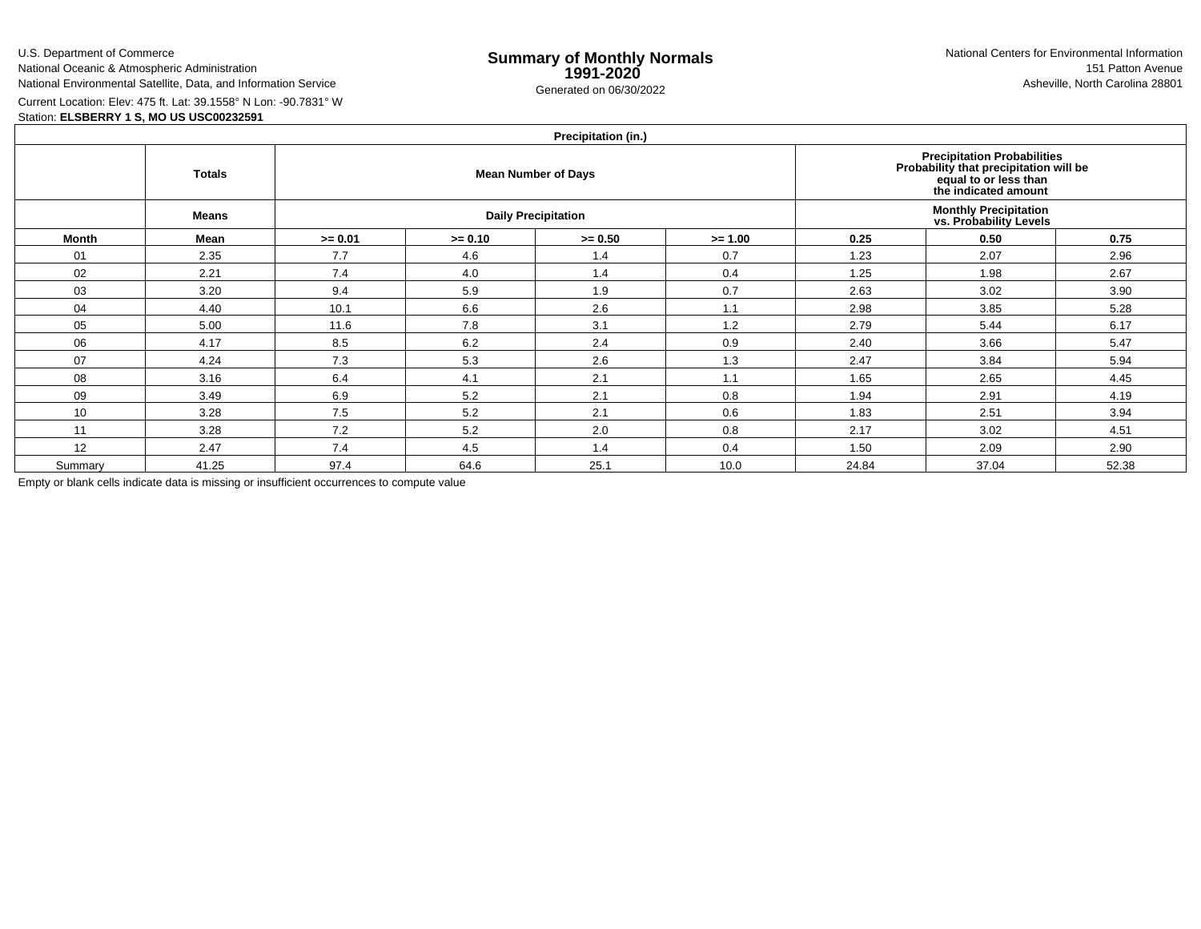U.S. Department of Commerce
National Oceanic & Atmospheric Administration
National Environmental Satellite, Data, and Information Service

# Summary of Monthly Normals 1991-2020

Generated on 06/30/2022

National Centers for Environmental Information
151 Patton Avenue
Asheville, North Carolina 28801

Current Location: Elev: 475 ft. Lat: 39.1558° N Lon: -90.7831° W
Station: **ELSBERRY 1 S, MO US USC00232591**

| Precipitation (in.) | | | | | | | | |
|---|---|---|---|---|---|---|---|---|
| | **Totals** | **Mean Number of Days** | | | | **Precipitation Probabilities Probability that precipitation will be equal to or less than the indicated amount** | | |
| | **Means** | **Daily Precipitation** | | | | **Monthly Precipitation vs. Probability Levels** | | |
| **Month** | **Mean** | **>= 0.01** | **>= 0.10** | **>= 0.50** | **>= 1.00** | **0.25** | **0.50** | **0.75** |
| 01 | 2.35 | 7.7 | 4.6 | 1.4 | 0.7 | 1.23 | 2.07 | 2.96 |
| 02 | 2.21 | 7.4 | 4.0 | 1.4 | 0.4 | 1.25 | 1.98 | 2.67 |
| 03 | 3.20 | 9.4 | 5.9 | 1.9 | 0.7 | 2.63 | 3.02 | 3.90 |
| 04 | 4.40 | 10.1 | 6.6 | 2.6 | 1.1 | 2.98 | 3.85 | 5.28 |
| 05 | 5.00 | 11.6 | 7.8 | 3.1 | 1.2 | 2.79 | 5.44 | 6.17 |
| 06 | 4.17 | 8.5 | 6.2 | 2.4 | 0.9 | 2.40 | 3.66 | 5.47 |
| 07 | 4.24 | 7.3 | 5.3 | 2.6 | 1.3 | 2.47 | 3.84 | 5.94 |
| 08 | 3.16 | 6.4 | 4.1 | 2.1 | 1.1 | 1.65 | 2.65 | 4.45 |
| 09 | 3.49 | 6.9 | 5.2 | 2.1 | 0.8 | 1.94 | 2.91 | 4.19 |
| 10 | 3.28 | 7.5 | 5.2 | 2.1 | 0.6 | 1.83 | 2.51 | 3.94 |
| 11 | 3.28 | 7.2 | 5.2 | 2.0 | 0.8 | 2.17 | 3.02 | 4.51 |
| 12 | 2.47 | 7.4 | 4.5 | 1.4 | 0.4 | 1.50 | 2.09 | 2.90 |
| Summary | 41.25 | 97.4 | 64.6 | 25.1 | 10.0 | 24.84 | 37.04 | 52.38 |

Empty or blank cells indicate data is missing or insufficient occurrences to compute value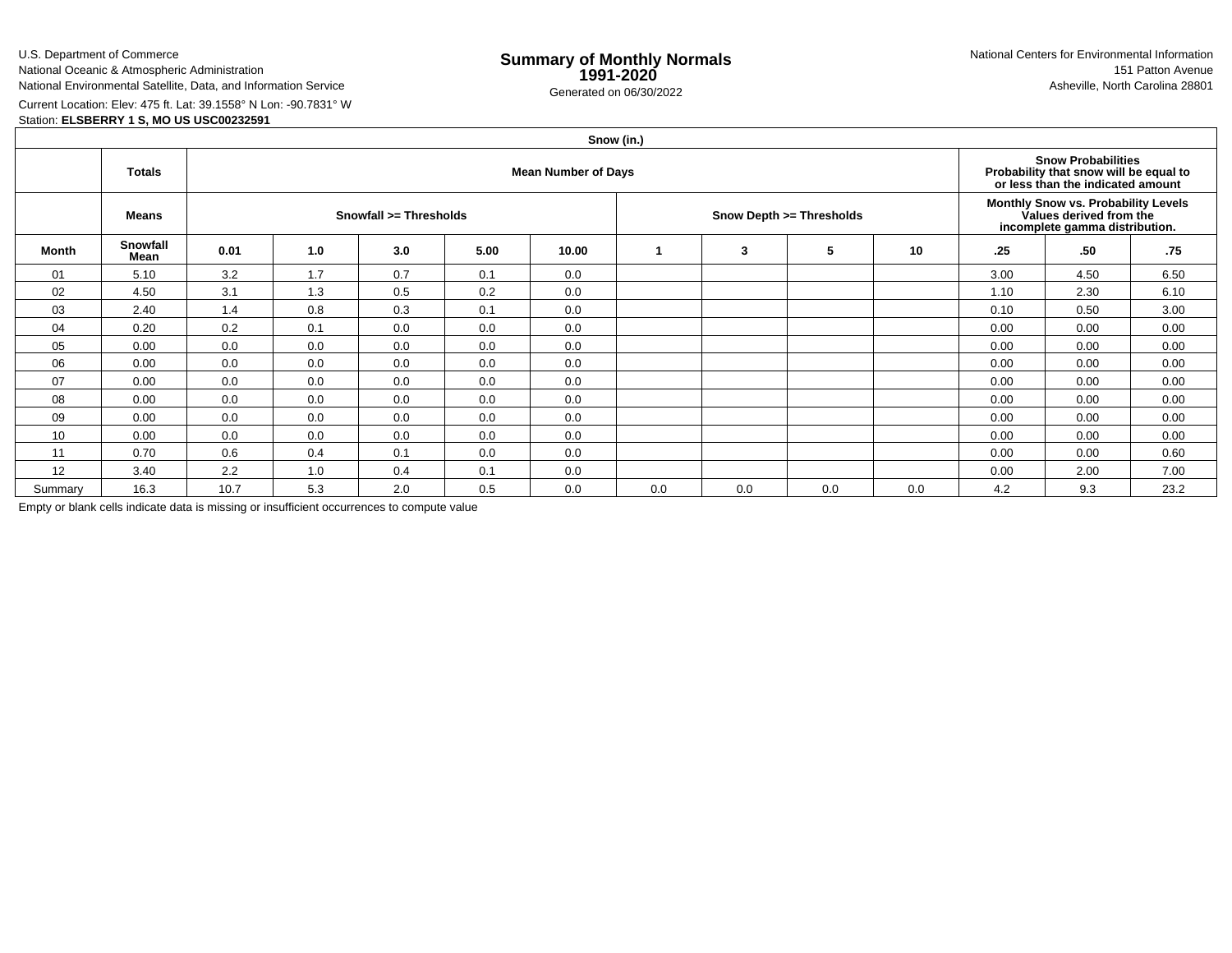U.S. Department of Commerce
National Oceanic & Atmospheric Administration
National Environmental Satellite, Data, and Information Service

# Summary of Monthly Normals 1991-2020

Generated on 06/30/2022

National Centers for Environmental Information
151 Patton Avenue
Asheville, North Carolina 28801

Current Location: Elev: 475 ft. Lat: 39.1558° N Lon: -90.7831° W
Station: **ELSBERRY 1 S, MO US USC00232591**

| Snow (in.) | | | | | | | | | | | | | |
|---|---|---|---|---|---|---|---|---|---|---|---|---|---|
| | **Totals** | **Mean Number of Days** | | | | | | | | | **Snow Probabilities Probability that snow will be equal to or less than the indicated amount** | | |
| | **Means** | **Snowfall >= Thresholds** | | | | | **Snow Depth >= Thresholds** | | | | **Monthly Snow vs. Probability Levels Values derived from the incomplete gamma distribution.** | | |
| **Month** | **Snowfall Mean** | **0.01** | **1.0** | **3.0** | **5.00** | **10.00** | **1** | **3** | **5** | **10** | **.25** | **.50** | **.75** |
| 01 | 5.10 | 3.2 | 1.7 | 0.7 | 0.1 | 0.0 | | | | | 3.00 | 4.50 | 6.50 |
| 02 | 4.50 | 3.1 | 1.3 | 0.5 | 0.2 | 0.0 | | | | | 1.10 | 2.30 | 6.10 |
| 03 | 2.40 | 1.4 | 0.8 | 0.3 | 0.1 | 0.0 | | | | | 0.10 | 0.50 | 3.00 |
| 04 | 0.20 | 0.2 | 0.1 | 0.0 | 0.0 | 0.0 | | | | | 0.00 | 0.00 | 0.00 |
| 05 | 0.00 | 0.0 | 0.0 | 0.0 | 0.0 | 0.0 | | | | | 0.00 | 0.00 | 0.00 |
| 06 | 0.00 | 0.0 | 0.0 | 0.0 | 0.0 | 0.0 | | | | | 0.00 | 0.00 | 0.00 |
| 07 | 0.00 | 0.0 | 0.0 | 0.0 | 0.0 | 0.0 | | | | | 0.00 | 0.00 | 0.00 |
| 08 | 0.00 | 0.0 | 0.0 | 0.0 | 0.0 | 0.0 | | | | | 0.00 | 0.00 | 0.00 |
| 09 | 0.00 | 0.0 | 0.0 | 0.0 | 0.0 | 0.0 | | | | | 0.00 | 0.00 | 0.00 |
| 10 | 0.00 | 0.0 | 0.0 | 0.0 | 0.0 | 0.0 | | | | | 0.00 | 0.00 | 0.00 |
| 11 | 0.70 | 0.6 | 0.4 | 0.1 | 0.0 | 0.0 | | | | | 0.00 | 0.00 | 0.60 |
| 12 | 3.40 | 2.2 | 1.0 | 0.4 | 0.1 | 0.0 | | | | | 0.00 | 2.00 | 7.00 |
| Summary | 16.3 | 10.7 | 5.3 | 2.0 | 0.5 | 0.0 | 0.0 | 0.0 | 0.0 | 0.0 | 4.2 | 9.3 | 23.2 |

Empty or blank cells indicate data is missing or insufficient occurrences to compute value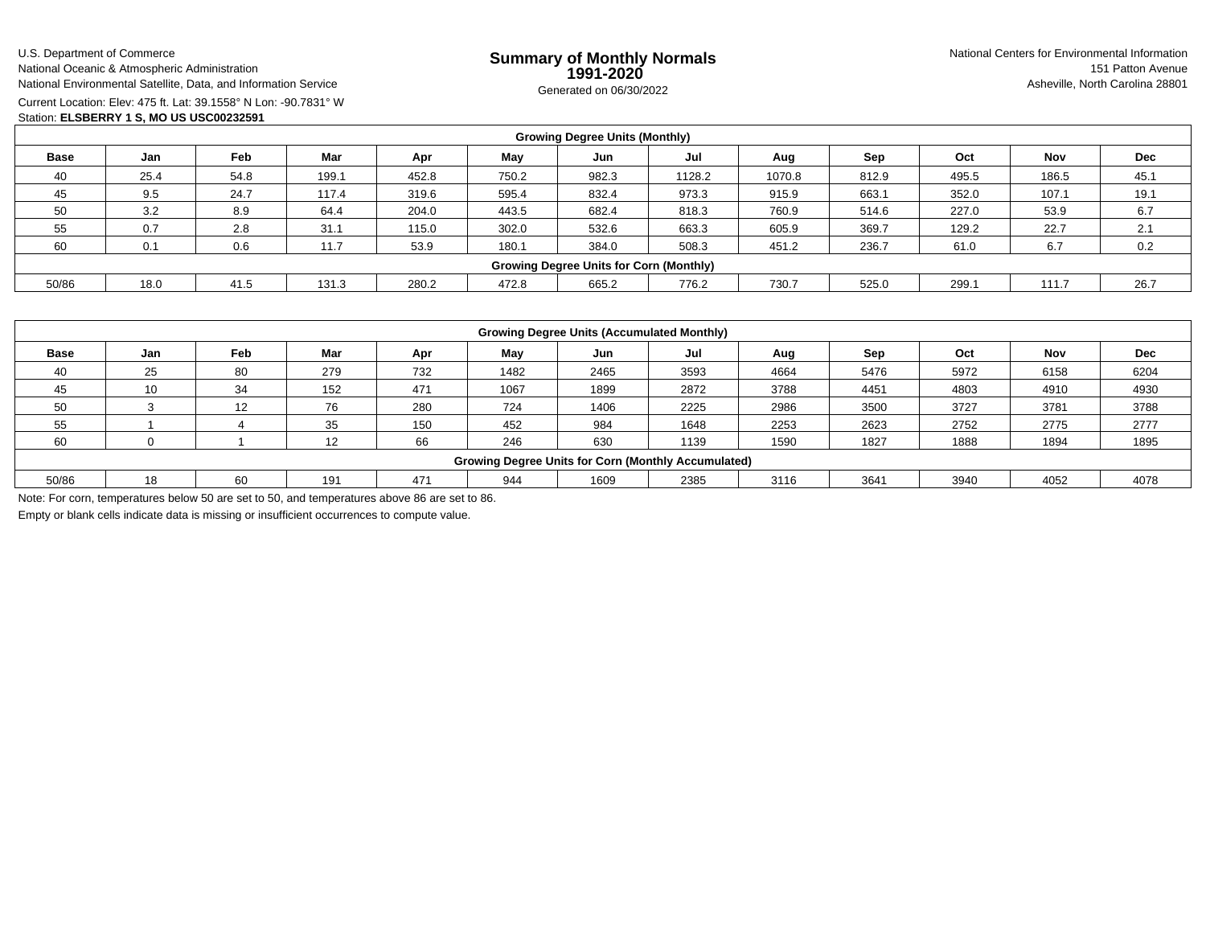U.S. Department of Commerce
National Oceanic & Atmospheric Administration
National Environmental Satellite, Data, and Information Service

# Summary of Monthly Normals 1991-2020

Generated on 06/30/2022

National Centers for Environmental Information
151 Patton Avenue
Asheville, North Carolina 28801

Current Location: Elev: 475 ft. Lat: 39.1558° N Lon: -90.7831° W
Station: **ELSBERRY 1 S, MO US USC00232591**

| Growing Degree Units (Monthly) | | | | | | | | | | | | |
|---|---|---|---|---|---|---|---|---|---|---|---|---|
| **Base** | **Jan** | **Feb** | **Mar** | **Apr** | **May** | **Jun** | **Jul** | **Aug** | **Sep** | **Oct** | **Nov** | **Dec** |
| 40 | 25.4 | 54.8 | 199.1 | 452.8 | 750.2 | 982.3 | 1128.2 | 1070.8 | 812.9 | 495.5 | 186.5 | 45.1 |
| 45 | 9.5 | 24.7 | 117.4 | 319.6 | 595.4 | 832.4 | 973.3 | 915.9 | 663.1 | 352.0 | 107.1 | 19.1 |
| 50 | 3.2 | 8.9 | 64.4 | 204.0 | 443.5 | 682.4 | 818.3 | 760.9 | 514.6 | 227.0 | 53.9 | 6.7 |
| 55 | 0.7 | 2.8 | 31.1 | 115.0 | 302.0 | 532.6 | 663.3 | 605.9 | 369.7 | 129.2 | 22.7 | 2.1 |
| 60 | 0.1 | 0.6 | 11.7 | 53.9 | 180.1 | 384.0 | 508.3 | 451.2 | 236.7 | 61.0 | 6.7 | 0.2 |
| **Growing Degree Units for Corn (Monthly)** | | | | | | | | | | | | |
| 50/86 | 18.0 | 41.5 | 131.3 | 280.2 | 472.8 | 665.2 | 776.2 | 730.7 | 525.0 | 299.1 | 111.7 | 26.7 |

| Growing Degree Units (Accumulated Monthly) | | | | | | | | | | | | |
|---|---|---|---|---|---|---|---|---|---|---|---|---|
| **Base** | **Jan** | **Feb** | **Mar** | **Apr** | **May** | **Jun** | **Jul** | **Aug** | **Sep** | **Oct** | **Nov** | **Dec** |
| 40 | 25 | 80 | 279 | 732 | 1482 | 2465 | 3593 | 4664 | 5476 | 5972 | 6158 | 6204 |
| 45 | 10 | 34 | 152 | 471 | 1067 | 1899 | 2872 | 3788 | 4451 | 4803 | 4910 | 4930 |
| 50 | 3 | 12 | 76 | 280 | 724 | 1406 | 2225 | 2986 | 3500 | 3727 | 3781 | 3788 |
| 55 | 1 | 4 | 35 | 150 | 452 | 984 | 1648 | 2253 | 2623 | 2752 | 2775 | 2777 |
| 60 | 0 | 1 | 12 | 66 | 246 | 630 | 1139 | 1590 | 1827 | 1888 | 1894 | 1895 |
| **Growing Degree Units for Corn (Monthly Accumulated)** | | | | | | | | | | | | |
| 50/86 | 18 | 60 | 191 | 471 | 944 | 1609 | 2385 | 3116 | 3641 | 3940 | 4052 | 4078 |

Note: For corn, temperatures below 50 are set to 50, and temperatures above 86 are set to 86.

Empty or blank cells indicate data is missing or insufficient occurrences to compute value.